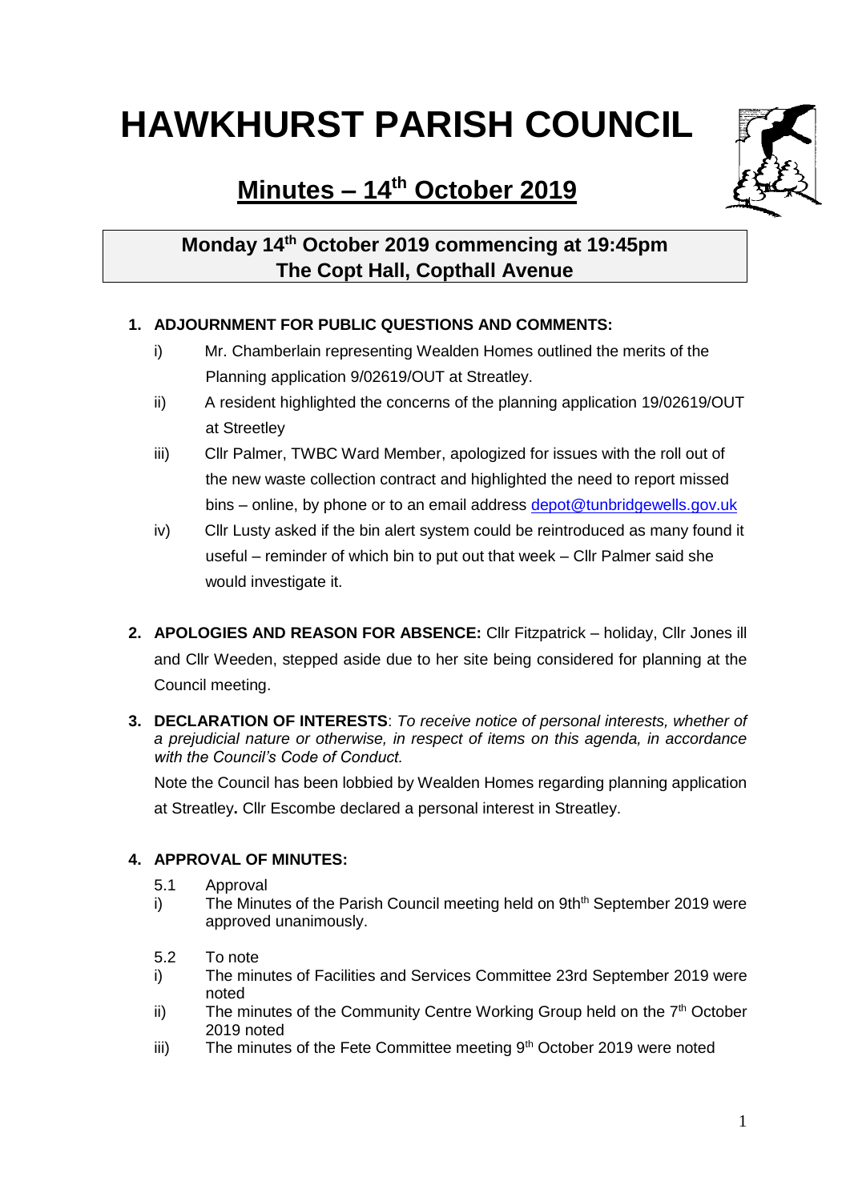# HAWKHURST PARISH COUNCIL

## Minutes – 14th October 2019

**Monday 14th October 2019 commencing at 19:45pm**
**The Copt Hall, Copthall Avenue**

1. **ADJOURNMENT FOR PUBLIC QUESTIONS AND COMMENTS:**
   - i) Mr. Chamberlain representing Wealden Homes outlined the merits of the Planning application 9/02619/OUT at Streatley.
   - ii) A resident highlighted the concerns of the planning application 19/02619/OUT at Streetley
   - iii) Cllr Palmer, TWBC Ward Member, apologized for issues with the roll out of the new waste collection contract and highlighted the need to report missed bins – online, by phone or to an email address depot@tunbridgewells.gov.uk
   - iv) Cllr Lusty asked if the bin alert system could be reintroduced as many found it useful – reminder of which bin to put out that week – Cllr Palmer said she would investigate it.

2. **APOLOGIES AND REASON FOR ABSENCE:** Cllr Fitzpatrick – holiday, Cllr Jones ill and Cllr Weeden, stepped aside due to her site being considered for planning at the Council meeting.

3. **DECLARATION OF INTERESTS**: *To receive notice of personal interests, whether of a prejudicial nature or otherwise, in respect of items on this agenda, in accordance with the Council's Code of Conduct.*

   Note the Council has been lobbied by Wealden Homes regarding planning application at Streatley**.** Cllr Escombe declared a personal interest in Streatley.

4. **APPROVAL OF MINUTES:**

   5.1 Approval
   - i) The Minutes of the Parish Council meeting held on 9thth September 2019 were approved unanimously.

   5.2 To note
   - i) The minutes of Facilities and Services Committee 23rd September 2019 were noted
   - ii) The minutes of the Community Centre Working Group held on the 7th October 2019 noted
   - iii) The minutes of the Fete Committee meeting 9th October 2019 were noted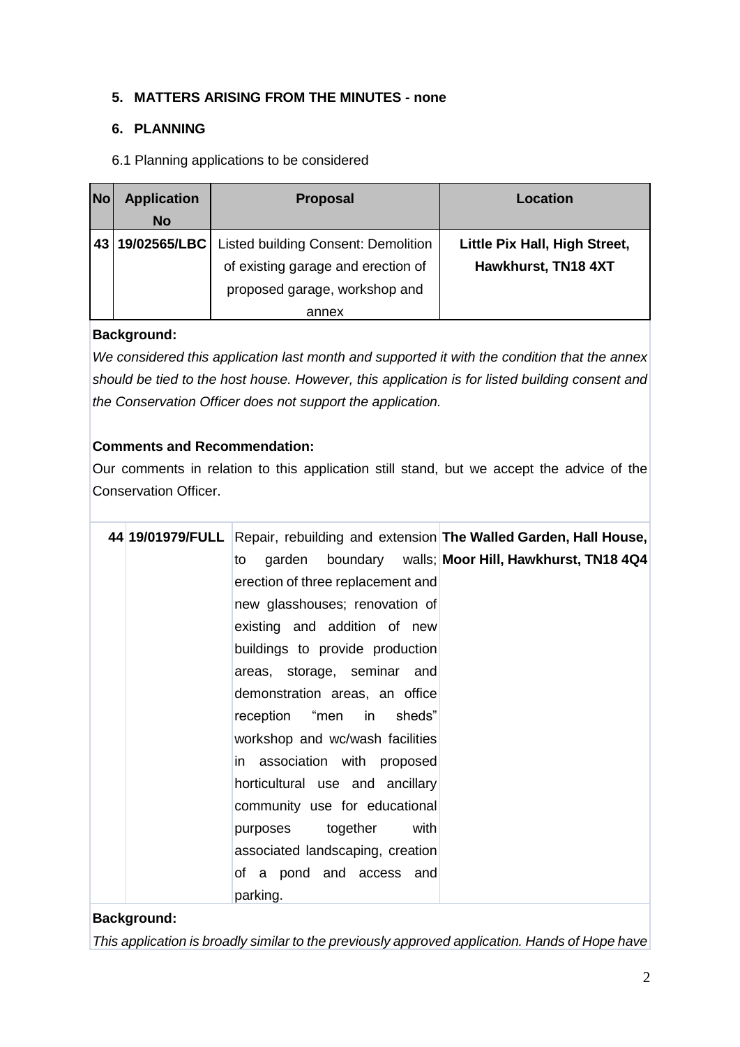## 5. MATTERS ARISING FROM THE MINUTES - none

## 6. PLANNING

6.1 Planning applications to be considered

| No | Application No | Proposal | Location |
|---|---|---|---|
| 43 | 19/02565/LBC | Listed building Consent: Demolition of existing garage and erection of proposed garage, workshop and annex | **Little Pix Hall, High Street, Hawkhurst, TN18 4XT** |

**Background:**

*We considered this application last month and supported it with the condition that the annex should be tied to the host house. However, this application is for listed building consent and the Conservation Officer does not support the application.*

**Comments and Recommendation:**

Our comments in relation to this application still stand, but we accept the advice of the Conservation Officer.

| No | Application No | Proposal | Location |
|---|---|---|---|
| 44 | 19/01979/FULL | Repair, rebuilding and extension to garden boundary walls; erection of three replacement and new glasshouses; renovation of existing and addition of new buildings to provide production areas, storage, seminar and demonstration areas, an office reception "men in sheds" workshop and wc/wash facilities in association with proposed horticultural use and ancillary community use for educational purposes together with associated landscaping, creation of a pond and access and parking. | **The Walled Garden, Hall House, Moor Hill, Hawkhurst, TN18 4Q4** |

**Background:**

*This application is broadly similar to the previously approved application. Hands of Hope have*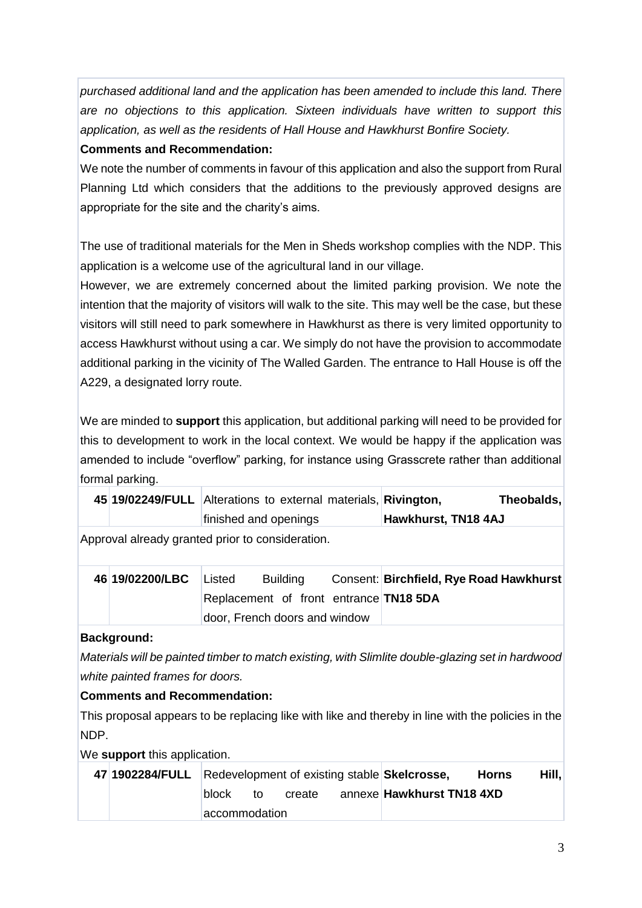*purchased additional land and the application has been amended to include this land. There are no objections to this application. Sixteen individuals have written to support this application, as well as the residents of Hall House and Hawkhurst Bonfire Society.*

**Comments and Recommendation:**

We note the number of comments in favour of this application and also the support from Rural Planning Ltd which considers that the additions to the previously approved designs are appropriate for the site and the charity's aims.

The use of traditional materials for the Men in Sheds workshop complies with the NDP. This application is a welcome use of the agricultural land in our village.

However, we are extremely concerned about the limited parking provision. We note the intention that the majority of visitors will walk to the site. This may well be the case, but these visitors will still need to park somewhere in Hawkhurst as there is very limited opportunity to access Hawkhurst without using a car. We simply do not have the provision to accommodate additional parking in the vicinity of The Walled Garden. The entrance to Hall House is off the A229, a designated lorry route.

We are minded to **support** this application, but additional parking will need to be provided for this to development to work in the local context. We would be happy if the application was amended to include "overflow" parking, for instance using Grasscrete rather than additional formal parking.

| 45 | **19/02249/FULL** | Alterations to external materials, finished and openings | **Rivington, Theobalds, Hawkhurst, TN18 4AJ** |
|---|---|---|---|

Approval already granted prior to consideration.

| 46 | **19/02200/LBC** | Listed Building Consent: Replacement of front entrance door, French doors and window | **Birchfield, Rye Road Hawkhurst TN18 5DA** |
|---|---|---|---|

**Background:**

*Materials will be painted timber to match existing, with Slimlite double-glazing set in hardwood white painted frames for doors.*

**Comments and Recommendation:**

This proposal appears to be replacing like with like and thereby in line with the policies in the NDP.

We **support** this application.

| 47 | **1902284/FULL** | Redevelopment of existing stable block to create annexe accommodation | **Skelcrosse, Horns Hill, Hawkhurst TN18 4XD** |
|---|---|---|---|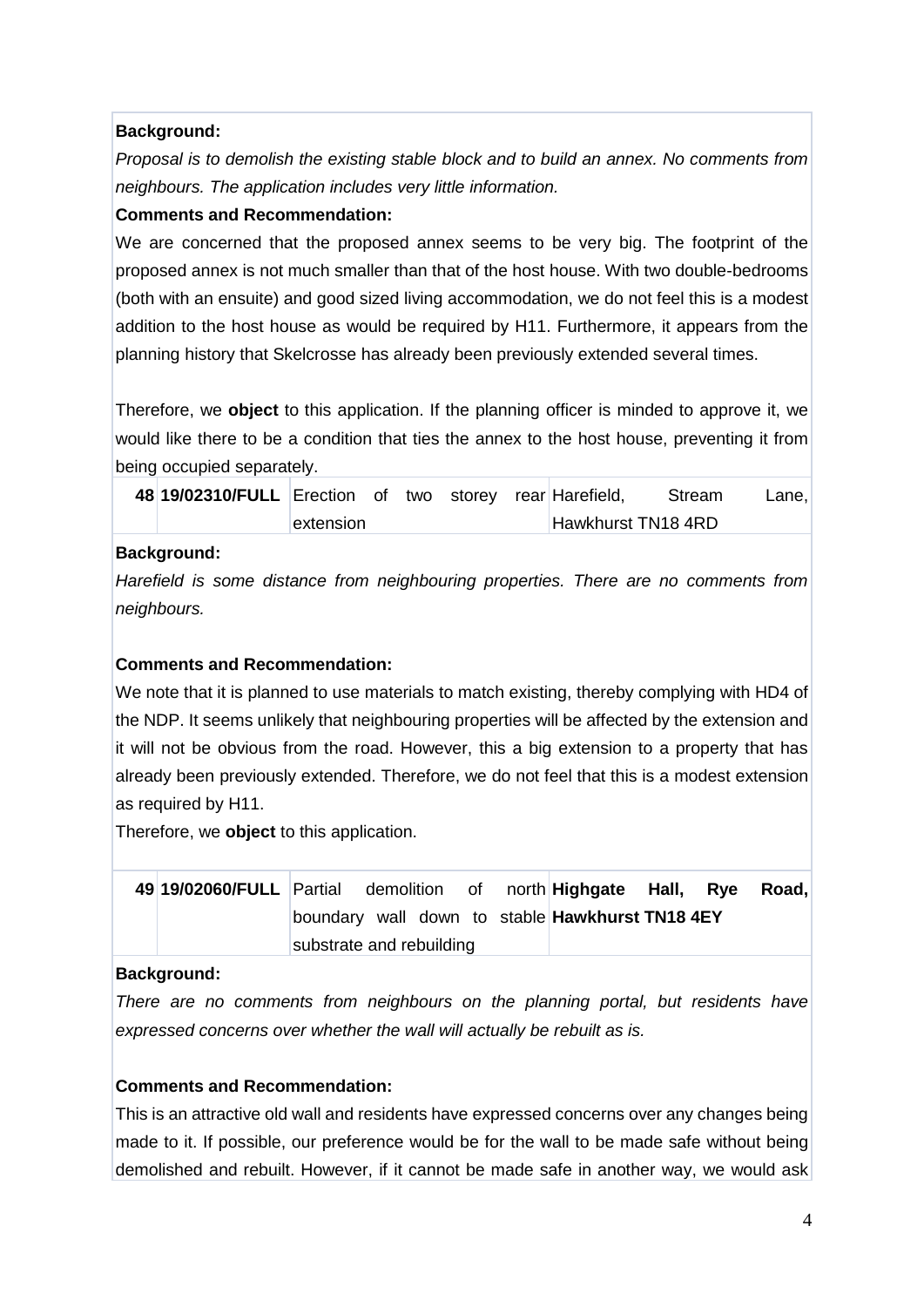**Background:**

*Proposal is to demolish the existing stable block and to build an annex. No comments from neighbours. The application includes very little information.*

**Comments and Recommendation:**

We are concerned that the proposed annex seems to be very big. The footprint of the proposed annex is not much smaller than that of the host house. With two double-bedrooms (both with an ensuite) and good sized living accommodation, we do not feel this is a modest addition to the host house as would be required by H11. Furthermore, it appears from the planning history that Skelcrosse has already been previously extended several times.

Therefore, we **object** to this application. If the planning officer is minded to approve it, we would like there to be a condition that ties the annex to the host house, preventing it from being occupied separately.

| | | | |
|---|---|---|---|
| **48** | **19/02310/FULL** | Erection of two storey rear extension | Harefield, Stream Lane, Hawkhurst TN18 4RD |

**Background:**

*Harefield is some distance from neighbouring properties. There are no comments from neighbours.*

**Comments and Recommendation:**

We note that it is planned to use materials to match existing, thereby complying with HD4 of the NDP. It seems unlikely that neighbouring properties will be affected by the extension and it will not be obvious from the road. However, this a big extension to a property that has already been previously extended. Therefore, we do not feel that this is a modest extension as required by H11.

Therefore, we **object** to this application.

| | | | |
|---|---|---|---|
| **49** | **19/02060/FULL** | Partial demolition of north boundary wall down to stable substrate and rebuilding | **Highgate Hall, Rye Road, Hawkhurst TN18 4EY** |

**Background:**

*There are no comments from neighbours on the planning portal, but residents have expressed concerns over whether the wall will actually be rebuilt as is.*

**Comments and Recommendation:**

This is an attractive old wall and residents have expressed concerns over any changes being made to it. If possible, our preference would be for the wall to be made safe without being demolished and rebuilt. However, if it cannot be made safe in another way, we would ask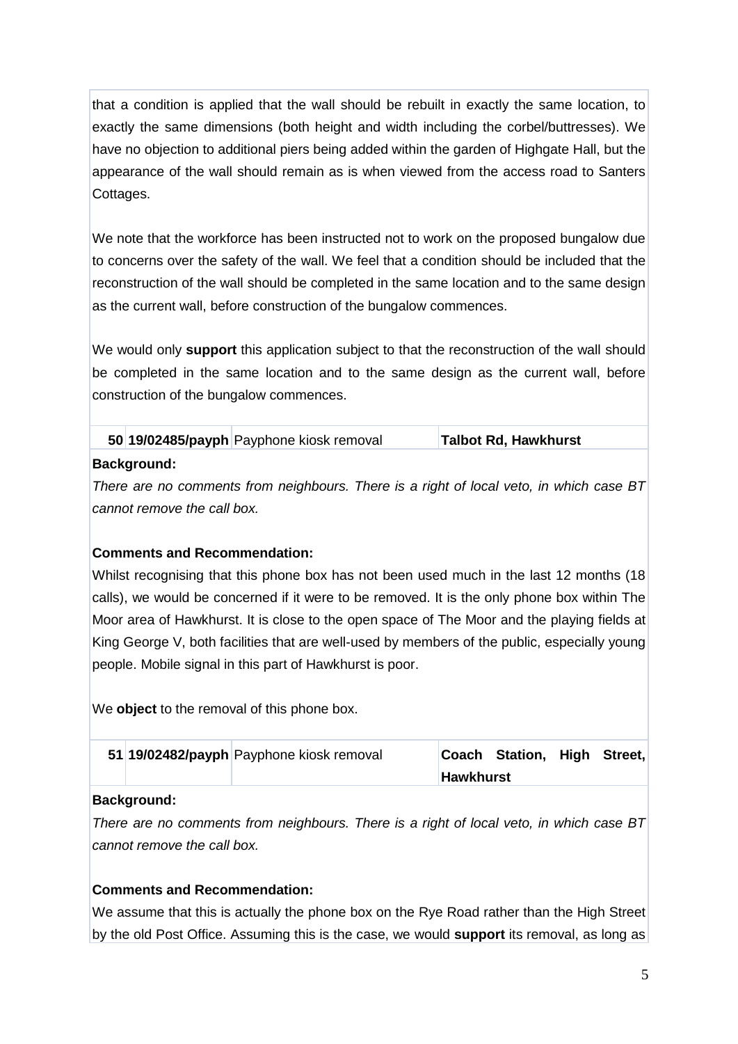that a condition is applied that the wall should be rebuilt in exactly the same location, to exactly the same dimensions (both height and width including the corbel/buttresses). We have no objection to additional piers being added within the garden of Highgate Hall, but the appearance of the wall should remain as is when viewed from the access road to Santers Cottages.

We note that the workforce has been instructed not to work on the proposed bungalow due to concerns over the safety of the wall. We feel that a condition should be included that the reconstruction of the wall should be completed in the same location and to the same design as the current wall, before construction of the bungalow commences.

We would only **support** this application subject to that the reconstruction of the wall should be completed in the same location and to the same design as the current wall, before construction of the bungalow commences.

| 50 | 19/02485/payph | Payphone kiosk removal | Talbot Rd, Hawkhurst |
|---|---|---|---|

**Background:**

*There are no comments from neighbours. There is a right of local veto, in which case BT cannot remove the call box.*

**Comments and Recommendation:**

Whilst recognising that this phone box has not been used much in the last 12 months (18 calls), we would be concerned if it were to be removed. It is the only phone box within The Moor area of Hawkhurst. It is close to the open space of The Moor and the playing fields at King George V, both facilities that are well-used by members of the public, especially young people. Mobile signal in this part of Hawkhurst is poor.

We **object** to the removal of this phone box.

| 51 | 19/02482/payph | Payphone kiosk removal | Coach Station, High Street, Hawkhurst |
|---|---|---|---|

**Background:**

*There are no comments from neighbours. There is a right of local veto, in which case BT cannot remove the call box.*

**Comments and Recommendation:**

We assume that this is actually the phone box on the Rye Road rather than the High Street by the old Post Office. Assuming this is the case, we would **support** its removal, as long as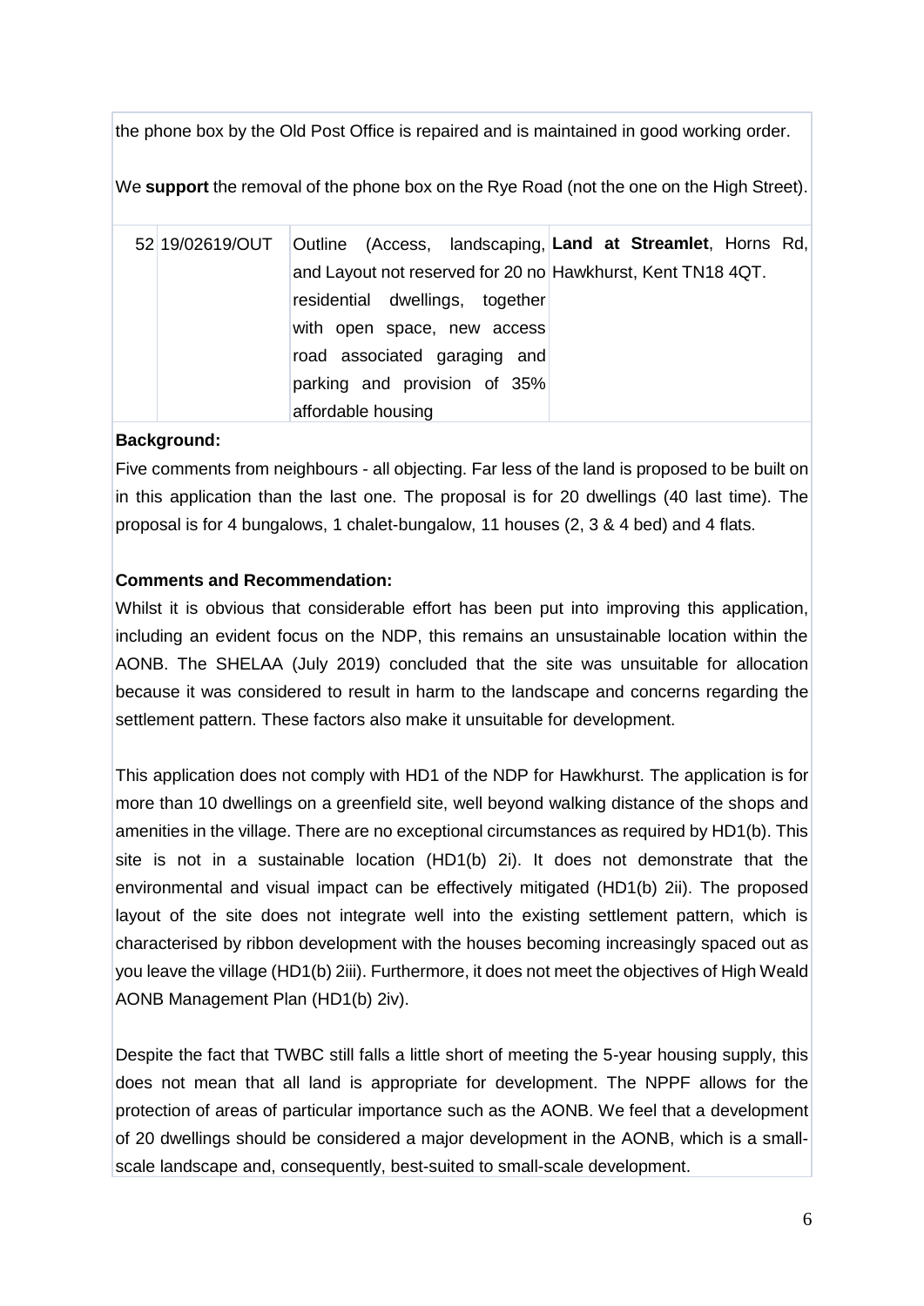the phone box by the Old Post Office is repaired and is maintained in good working order.

We **support** the removal of the phone box on the Rye Road (not the one on the High Street).

| 52 | 19/02619/OUT | Outline (Access, landscaping, and Layout not reserved for 20 no residential dwellings, together with open space, new access road associated garaging and parking and provision of 35% affordable housing | **Land at Streamlet**, Horns Rd, Hawkhurst, Kent TN18 4QT. |
|---|---|---|---|

**Background:**

Five comments from neighbours - all objecting. Far less of the land is proposed to be built on in this application than the last one. The proposal is for 20 dwellings (40 last time). The proposal is for 4 bungalows, 1 chalet-bungalow, 11 houses (2, 3 & 4 bed) and 4 flats.

**Comments and Recommendation:**

Whilst it is obvious that considerable effort has been put into improving this application, including an evident focus on the NDP, this remains an unsustainable location within the AONB. The SHELAA (July 2019) concluded that the site was unsuitable for allocation because it was considered to result in harm to the landscape and concerns regarding the settlement pattern. These factors also make it unsuitable for development.

This application does not comply with HD1 of the NDP for Hawkhurst. The application is for more than 10 dwellings on a greenfield site, well beyond walking distance of the shops and amenities in the village. There are no exceptional circumstances as required by HD1(b). This site is not in a sustainable location (HD1(b) 2i). It does not demonstrate that the environmental and visual impact can be effectively mitigated (HD1(b) 2ii). The proposed layout of the site does not integrate well into the existing settlement pattern, which is characterised by ribbon development with the houses becoming increasingly spaced out as you leave the village (HD1(b) 2iii). Furthermore, it does not meet the objectives of High Weald AONB Management Plan (HD1(b) 2iv).

Despite the fact that TWBC still falls a little short of meeting the 5-year housing supply, this does not mean that all land is appropriate for development. The NPPF allows for the protection of areas of particular importance such as the AONB. We feel that a development of 20 dwellings should be considered a major development in the AONB, which is a small-scale landscape and, consequently, best-suited to small-scale development.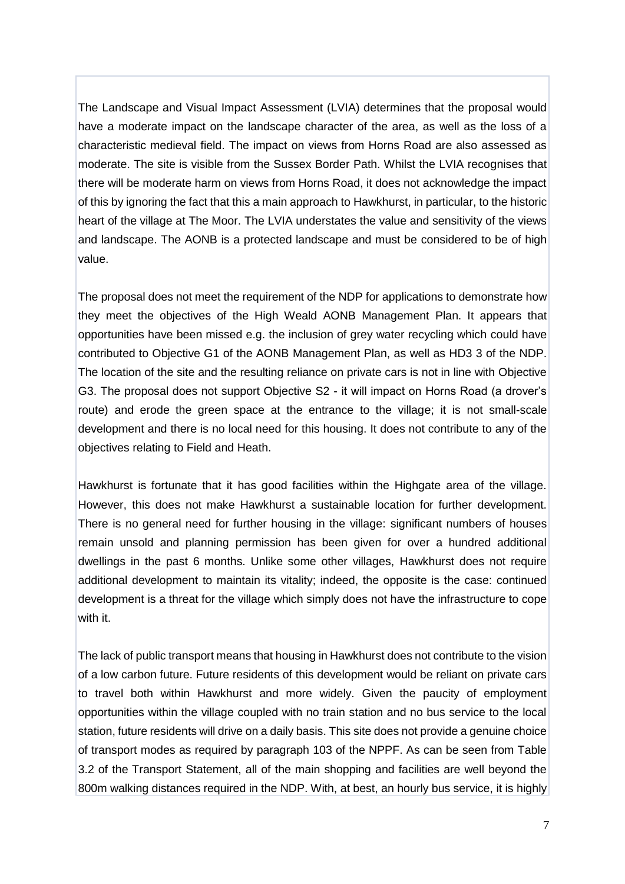The Landscape and Visual Impact Assessment (LVIA) determines that the proposal would have a moderate impact on the landscape character of the area, as well as the loss of a characteristic medieval field. The impact on views from Horns Road are also assessed as moderate. The site is visible from the Sussex Border Path. Whilst the LVIA recognises that there will be moderate harm on views from Horns Road, it does not acknowledge the impact of this by ignoring the fact that this a main approach to Hawkhurst, in particular, to the historic heart of the village at The Moor. The LVIA understates the value and sensitivity of the views and landscape. The AONB is a protected landscape and must be considered to be of high value.

The proposal does not meet the requirement of the NDP for applications to demonstrate how they meet the objectives of the High Weald AONB Management Plan. It appears that opportunities have been missed e.g. the inclusion of grey water recycling which could have contributed to Objective G1 of the AONB Management Plan, as well as HD3 3 of the NDP. The location of the site and the resulting reliance on private cars is not in line with Objective G3. The proposal does not support Objective S2 - it will impact on Horns Road (a drover's route) and erode the green space at the entrance to the village; it is not small-scale development and there is no local need for this housing. It does not contribute to any of the objectives relating to Field and Heath.

Hawkhurst is fortunate that it has good facilities within the Highgate area of the village. However, this does not make Hawkhurst a sustainable location for further development. There is no general need for further housing in the village: significant numbers of houses remain unsold and planning permission has been given for over a hundred additional dwellings in the past 6 months. Unlike some other villages, Hawkhurst does not require additional development to maintain its vitality; indeed, the opposite is the case: continued development is a threat for the village which simply does not have the infrastructure to cope with it.

The lack of public transport means that housing in Hawkhurst does not contribute to the vision of a low carbon future. Future residents of this development would be reliant on private cars to travel both within Hawkhurst and more widely. Given the paucity of employment opportunities within the village coupled with no train station and no bus service to the local station, future residents will drive on a daily basis. This site does not provide a genuine choice of transport modes as required by paragraph 103 of the NPPF. As can be seen from Table 3.2 of the Transport Statement, all of the main shopping and facilities are well beyond the 800m walking distances required in the NDP. With, at best, an hourly bus service, it is highly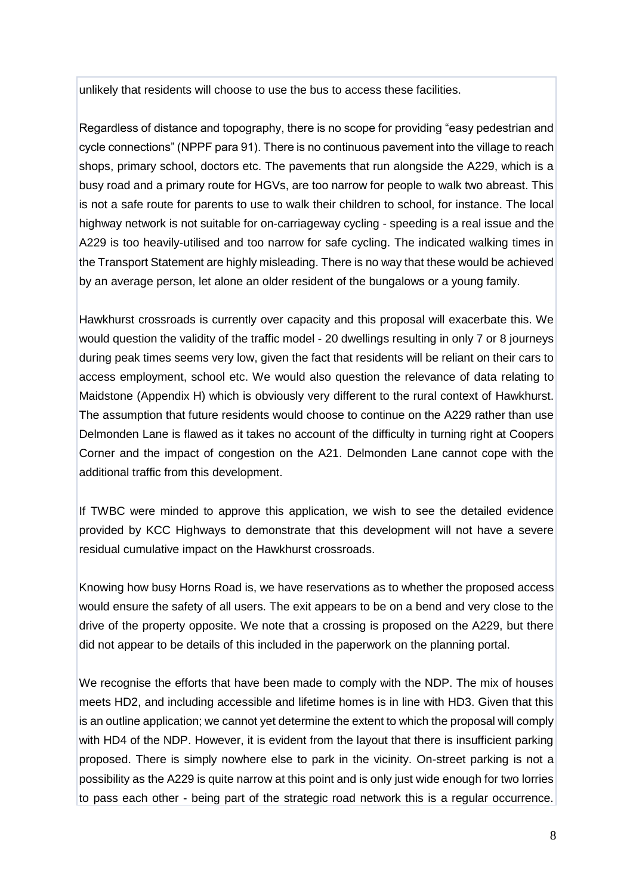unlikely that residents will choose to use the bus to access these facilities.

Regardless of distance and topography, there is no scope for providing "easy pedestrian and cycle connections" (NPPF para 91). There is no continuous pavement into the village to reach shops, primary school, doctors etc. The pavements that run alongside the A229, which is a busy road and a primary route for HGVs, are too narrow for people to walk two abreast. This is not a safe route for parents to use to walk their children to school, for instance. The local highway network is not suitable for on-carriageway cycling - speeding is a real issue and the A229 is too heavily-utilised and too narrow for safe cycling. The indicated walking times in the Transport Statement are highly misleading. There is no way that these would be achieved by an average person, let alone an older resident of the bungalows or a young family.

Hawkhurst crossroads is currently over capacity and this proposal will exacerbate this. We would question the validity of the traffic model - 20 dwellings resulting in only 7 or 8 journeys during peak times seems very low, given the fact that residents will be reliant on their cars to access employment, school etc. We would also question the relevance of data relating to Maidstone (Appendix H) which is obviously very different to the rural context of Hawkhurst. The assumption that future residents would choose to continue on the A229 rather than use Delmonden Lane is flawed as it takes no account of the difficulty in turning right at Coopers Corner and the impact of congestion on the A21. Delmonden Lane cannot cope with the additional traffic from this development.

If TWBC were minded to approve this application, we wish to see the detailed evidence provided by KCC Highways to demonstrate that this development will not have a severe residual cumulative impact on the Hawkhurst crossroads.

Knowing how busy Horns Road is, we have reservations as to whether the proposed access would ensure the safety of all users. The exit appears to be on a bend and very close to the drive of the property opposite. We note that a crossing is proposed on the A229, but there did not appear to be details of this included in the paperwork on the planning portal.

We recognise the efforts that have been made to comply with the NDP. The mix of houses meets HD2, and including accessible and lifetime homes is in line with HD3. Given that this is an outline application; we cannot yet determine the extent to which the proposal will comply with HD4 of the NDP. However, it is evident from the layout that there is insufficient parking proposed. There is simply nowhere else to park in the vicinity. On-street parking is not a possibility as the A229 is quite narrow at this point and is only just wide enough for two lorries to pass each other - being part of the strategic road network this is a regular occurrence.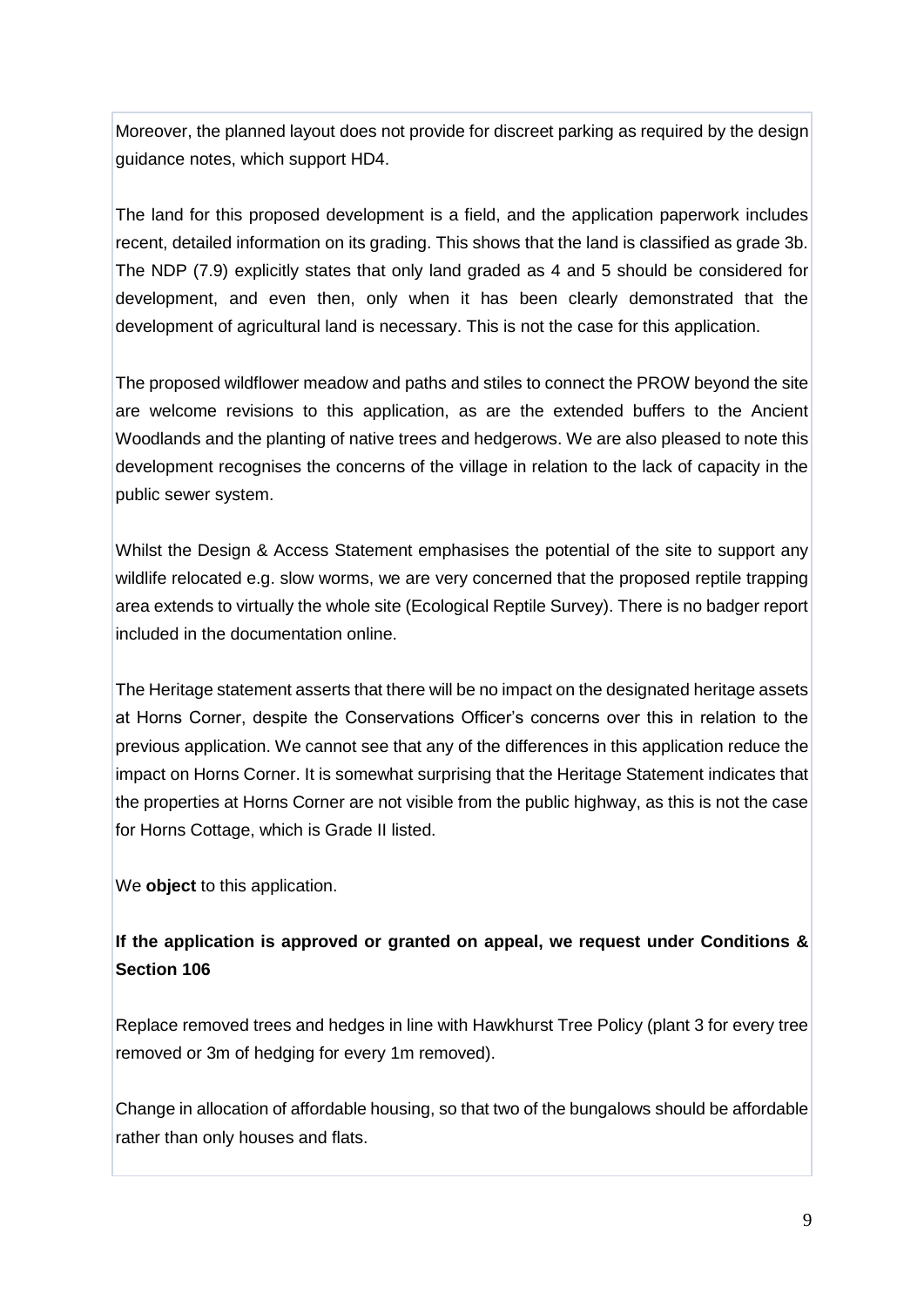Moreover, the planned layout does not provide for discreet parking as required by the design guidance notes, which support HD4.

The land for this proposed development is a field, and the application paperwork includes recent, detailed information on its grading. This shows that the land is classified as grade 3b. The NDP (7.9) explicitly states that only land graded as 4 and 5 should be considered for development, and even then, only when it has been clearly demonstrated that the development of agricultural land is necessary. This is not the case for this application.

The proposed wildflower meadow and paths and stiles to connect the PROW beyond the site are welcome revisions to this application, as are the extended buffers to the Ancient Woodlands and the planting of native trees and hedgerows. We are also pleased to note this development recognises the concerns of the village in relation to the lack of capacity in the public sewer system.

Whilst the Design & Access Statement emphasises the potential of the site to support any wildlife relocated e.g. slow worms, we are very concerned that the proposed reptile trapping area extends to virtually the whole site (Ecological Reptile Survey). There is no badger report included in the documentation online.

The Heritage statement asserts that there will be no impact on the designated heritage assets at Horns Corner, despite the Conservations Officer's concerns over this in relation to the previous application. We cannot see that any of the differences in this application reduce the impact on Horns Corner. It is somewhat surprising that the Heritage Statement indicates that the properties at Horns Corner are not visible from the public highway, as this is not the case for Horns Cottage, which is Grade II listed.

We **object** to this application.

**If the application is approved or granted on appeal, we request under Conditions & Section 106**

Replace removed trees and hedges in line with Hawkhurst Tree Policy (plant 3 for every tree removed or 3m of hedging for every 1m removed).

Change in allocation of affordable housing, so that two of the bungalows should be affordable rather than only houses and flats.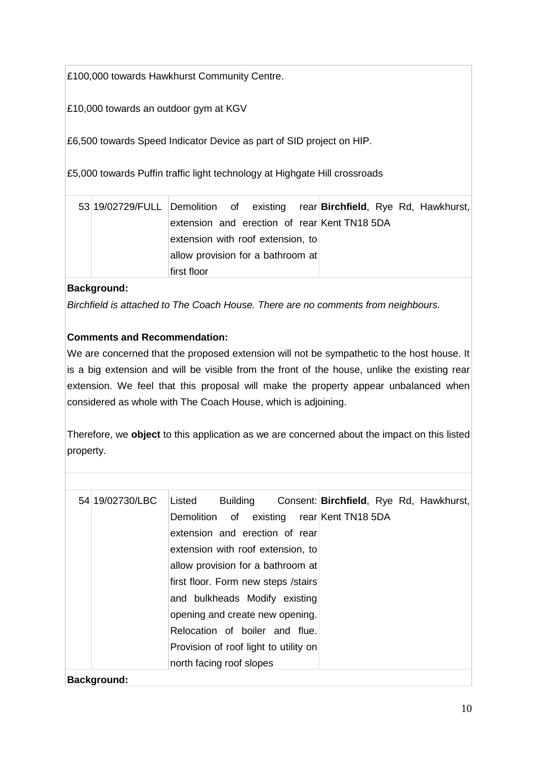£100,000 towards Hawkhurst Community Centre.

£10,000 towards an outdoor gym at KGV

£6,500 towards Speed Indicator Device as part of SID project on HIP.

£5,000 towards Puffin traffic light technology at Highgate Hill crossroads

| 53 | 19/02729/FULL | Demolition of existing rear extension and erection of rear extension with roof extension, to allow provision for a bathroom at first floor | **Birchfield**, Rye Rd, Hawkhurst, Kent TN18 5DA |
|---|---|---|---|

**Background:**

*Birchfield is attached to The Coach House. There are no comments from neighbours.*

**Comments and Recommendation:**

We are concerned that the proposed extension will not be sympathetic to the host house. It is a big extension and will be visible from the front of the house, unlike the existing rear extension. We feel that this proposal will make the property appear unbalanced when considered as whole with The Coach House, which is adjoining.

Therefore, we **object** to this application as we are concerned about the impact on this listed property.

| 54 | 19/02730/LBC | Listed Building Consent: Demolition of existing rear extension and erection of rear extension with roof extension, to allow provision for a bathroom at first floor. Form new steps /stairs and bulkheads Modify existing opening and create new opening. Relocation of boiler and flue. Provision of roof light to utility on north facing roof slopes | **Birchfield**, Rye Rd, Hawkhurst, Kent TN18 5DA |
|---|---|---|---|

**Background:**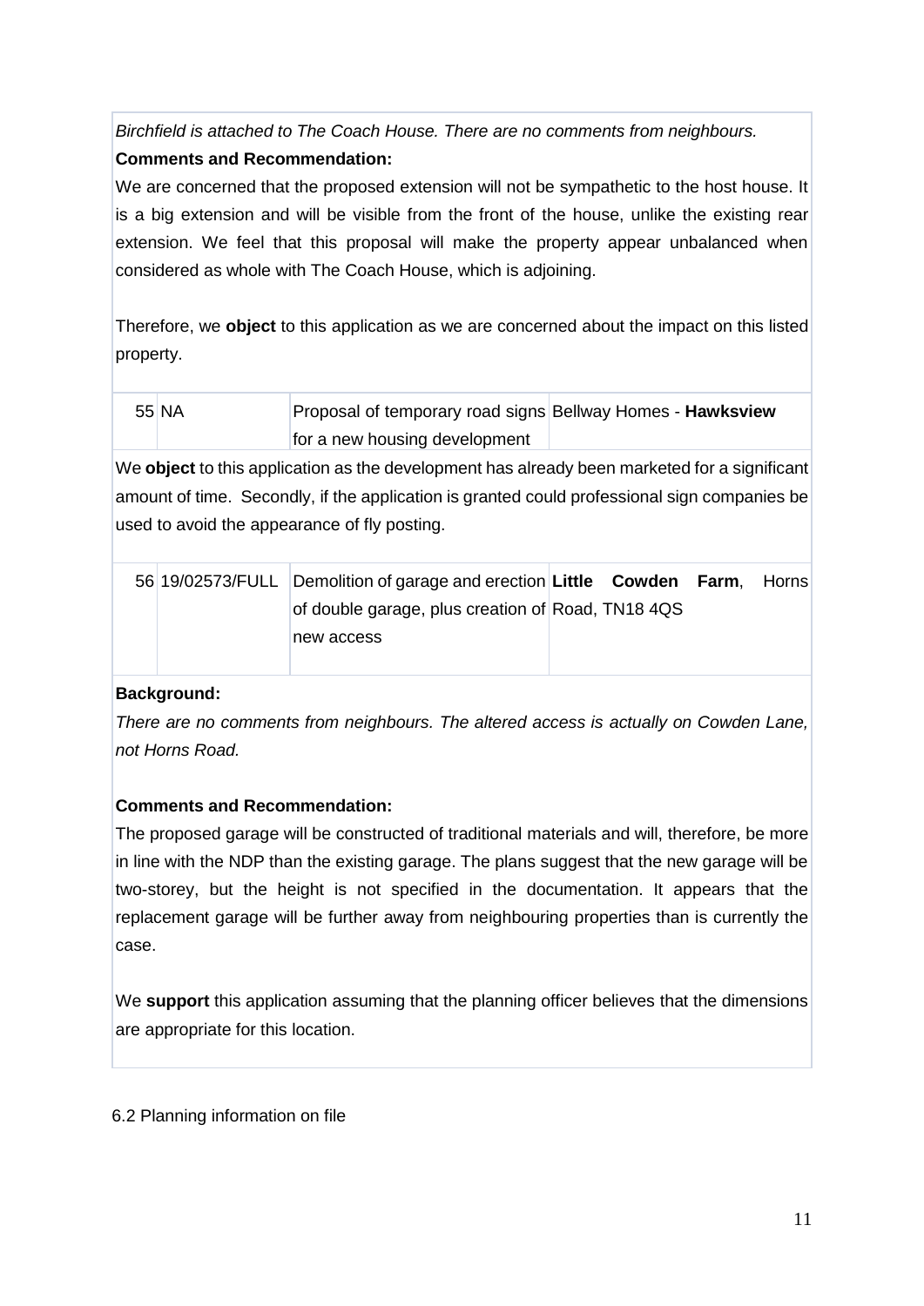*Birchfield is attached to The Coach House. There are no comments from neighbours.*

**Comments and Recommendation:**

We are concerned that the proposed extension will not be sympathetic to the host house. It is a big extension and will be visible from the front of the house, unlike the existing rear extension. We feel that this proposal will make the property appear unbalanced when considered as whole with The Coach House, which is adjoining.

Therefore, we **object** to this application as we are concerned about the impact on this listed property.

| 55 | NA | Proposal of temporary road signs for a new housing development | Bellway Homes - **Hawksview** |
|---|---|---|---|

We **object** to this application as the development has already been marketed for a significant amount of time. Secondly, if the application is granted could professional sign companies be used to avoid the appearance of fly posting.

| 56 | 19/02573/FULL | Demolition of garage and erection of double garage, plus creation of new access | **Little Cowden Farm**, Horns Road, TN18 4QS |
|---|---|---|---|

**Background:**

*There are no comments from neighbours. The altered access is actually on Cowden Lane, not Horns Road.*

**Comments and Recommendation:**

The proposed garage will be constructed of traditional materials and will, therefore, be more in line with the NDP than the existing garage. The plans suggest that the new garage will be two-storey, but the height is not specified in the documentation. It appears that the replacement garage will be further away from neighbouring properties than is currently the case.

We **support** this application assuming that the planning officer believes that the dimensions are appropriate for this location.

6.2 Planning information on file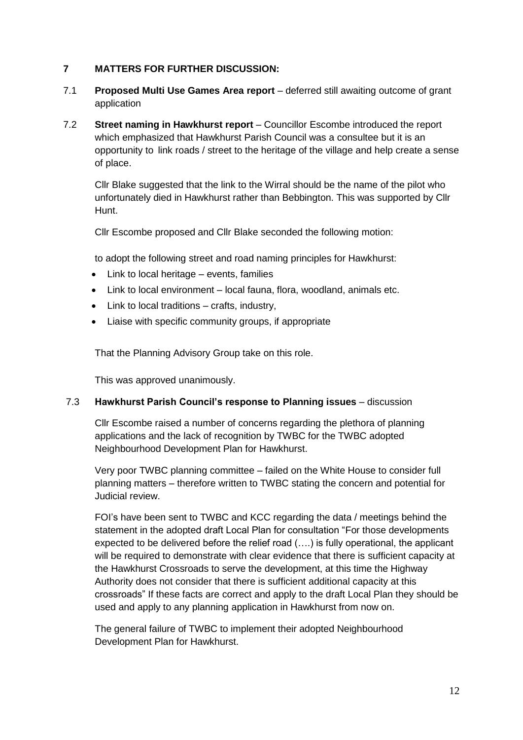## 7 MATTERS FOR FURTHER DISCUSSION:

7.1 **Proposed Multi Use Games Area report** – deferred still awaiting outcome of grant application

7.2 **Street naming in Hawkhurst report** – Councillor Escombe introduced the report which emphasized that Hawkhurst Parish Council was a consultee but it is an opportunity to link roads / street to the heritage of the village and help create a sense of place.

Cllr Blake suggested that the link to the Wirral should be the name of the pilot who unfortunately died in Hawkhurst rather than Bebbington. This was supported by Cllr Hunt.

Cllr Escombe proposed and Cllr Blake seconded the following motion:

to adopt the following street and road naming principles for Hawkhurst:

- Link to local heritage – events, families
- Link to local environment – local fauna, flora, woodland, animals etc.
- Link to local traditions – crafts, industry,
- Liaise with specific community groups, if appropriate

That the Planning Advisory Group take on this role.

This was approved unanimously.

7.3 **Hawkhurst Parish Council's response to Planning issues** – discussion

Cllr Escombe raised a number of concerns regarding the plethora of planning applications and the lack of recognition by TWBC for the TWBC adopted Neighbourhood Development Plan for Hawkhurst.

Very poor TWBC planning committee – failed on the White House to consider full planning matters – therefore written to TWBC stating the concern and potential for Judicial review.

FOI's have been sent to TWBC and KCC regarding the data / meetings behind the statement in the adopted draft Local Plan for consultation "For those developments expected to be delivered before the relief road (….) is fully operational, the applicant will be required to demonstrate with clear evidence that there is sufficient capacity at the Hawkhurst Crossroads to serve the development, at this time the Highway Authority does not consider that there is sufficient additional capacity at this crossroads" If these facts are correct and apply to the draft Local Plan they should be used and apply to any planning application in Hawkhurst from now on.

The general failure of TWBC to implement their adopted Neighbourhood Development Plan for Hawkhurst.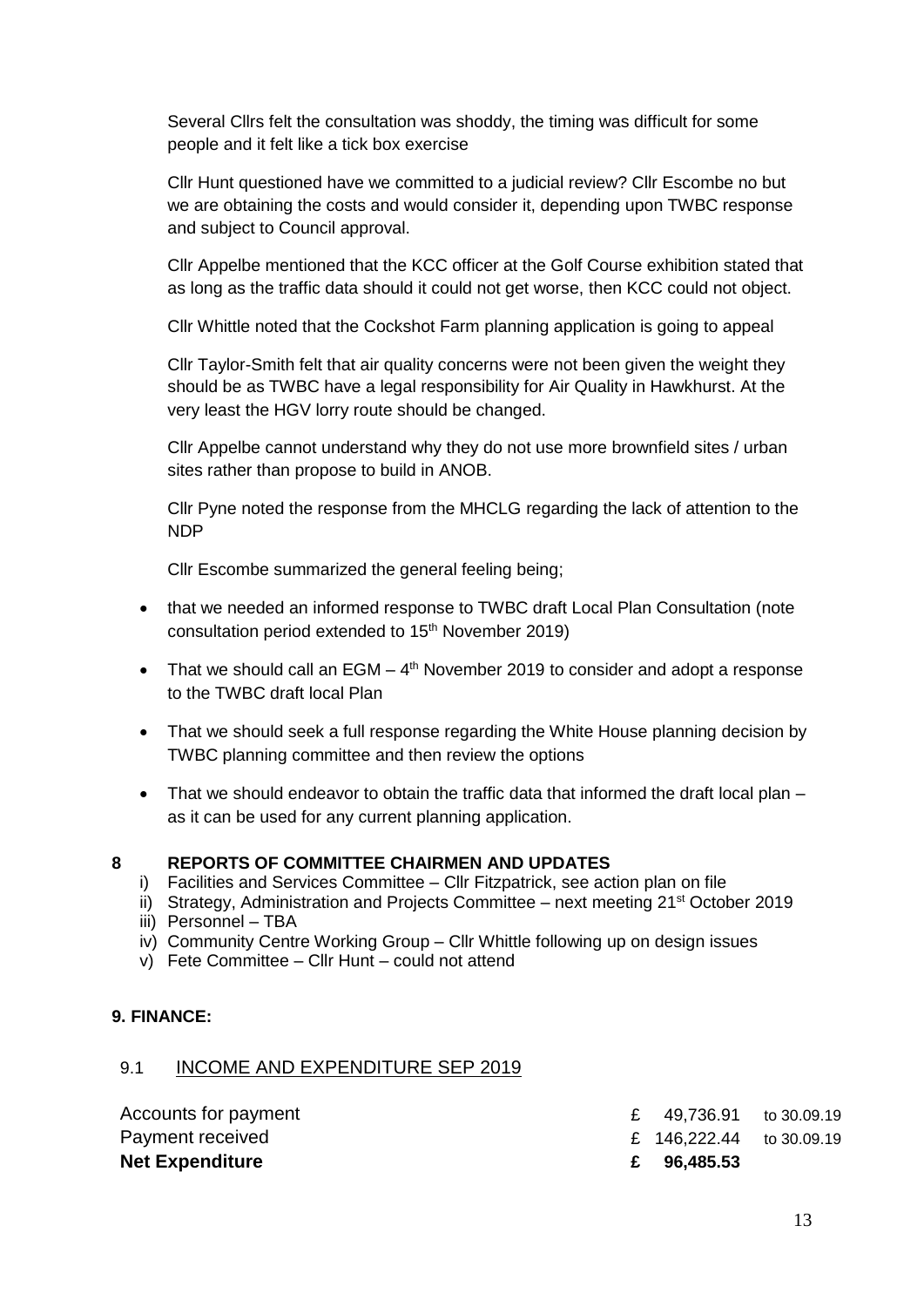Several Cllrs felt the consultation was shoddy, the timing was difficult for some people and it felt like a tick box exercise

Cllr Hunt questioned have we committed to a judicial review? Cllr Escombe no but we are obtaining the costs and would consider it, depending upon TWBC response and subject to Council approval.

Cllr Appelbe mentioned that the KCC officer at the Golf Course exhibition stated that as long as the traffic data should it could not get worse, then KCC could not object.

Cllr Whittle noted that the Cockshot Farm planning application is going to appeal

Cllr Taylor-Smith felt that air quality concerns were not been given the weight they should be as TWBC have a legal responsibility for Air Quality in Hawkhurst. At the very least the HGV lorry route should be changed.

Cllr Appelbe cannot understand why they do not use more brownfield sites / urban sites rather than propose to build in ANOB.

Cllr Pyne noted the response from the MHCLG regarding the lack of attention to the NDP

Cllr Escombe summarized the general feeling being;

- that we needed an informed response to TWBC draft Local Plan Consultation (note consultation period extended to 15th November 2019)
- That we should call an EGM – 4th November 2019 to consider and adopt a response to the TWBC draft local Plan
- That we should seek a full response regarding the White House planning decision by TWBC planning committee and then review the options
- That we should endeavor to obtain the traffic data that informed the draft local plan – as it can be used for any current planning application.

## 8 REPORTS OF COMMITTEE CHAIRMEN AND UPDATES

i) Facilities and Services Committee – Cllr Fitzpatrick, see action plan on file
ii) Strategy, Administration and Projects Committee – next meeting 21st October 2019
iii) Personnel – TBA
iv) Community Centre Working Group – Cllr Whittle following up on design issues
v) Fete Committee – Cllr Hunt – could not attend

## 9. FINANCE:

### 9.1 INCOME AND EXPENDITURE SEP 2019

| | | |
|---|---|---|
| Accounts for payment | £ 49,736.91 | to 30.09.19 |
| Payment received | £ 146,222.44 | to 30.09.19 |
| **Net Expenditure** | **£ 96,485.53** | |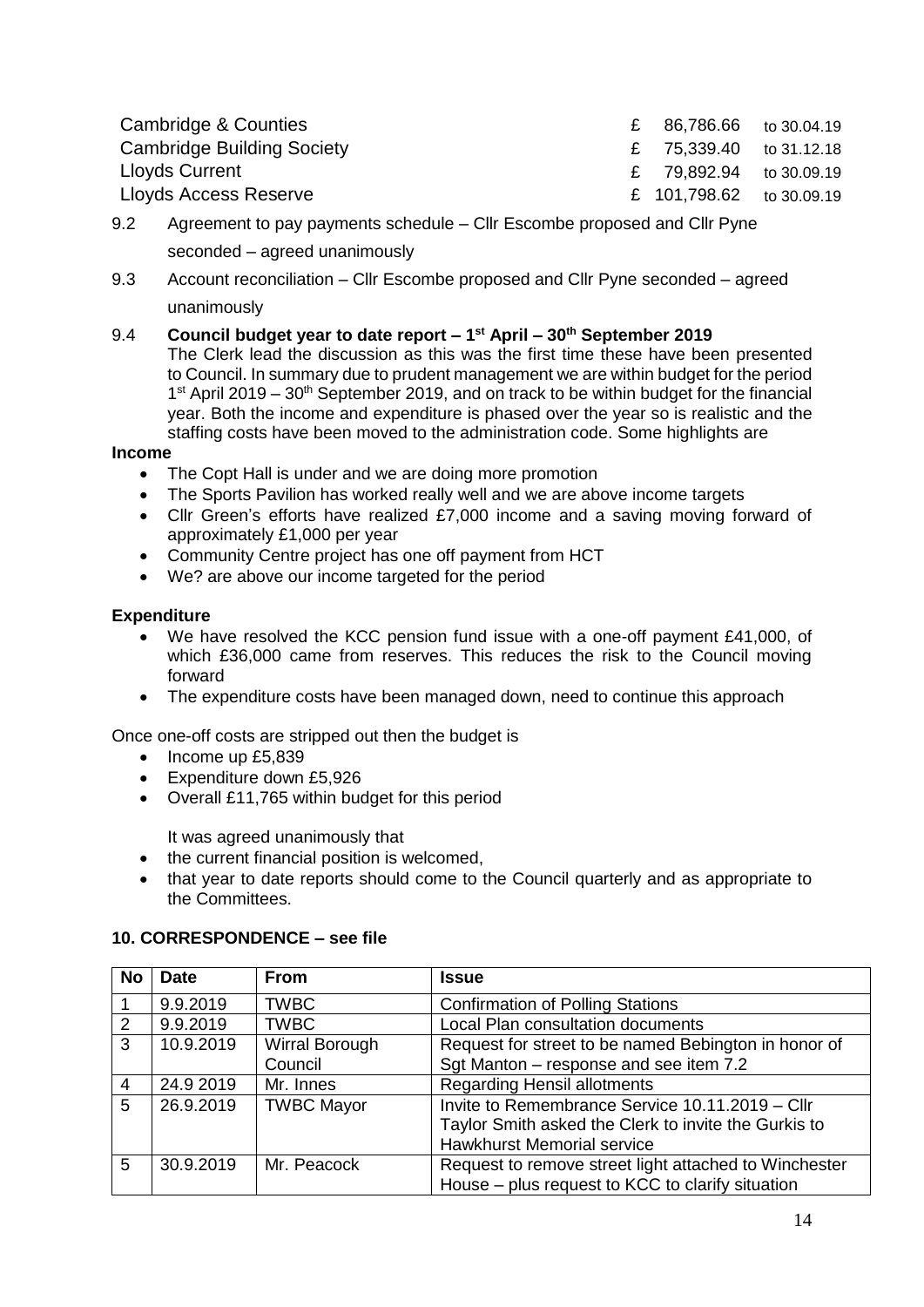| | | |
|---|---|---|
| Cambridge & Counties | £ 86,786.66 | to 30.04.19 |
| Cambridge Building Society | £ 75,339.40 | to 31.12.18 |
| Lloyds Current | £ 79,892.94 | to 30.09.19 |
| Lloyds Access Reserve | £ 101,798.62 | to 30.09.19 |

9.2 Agreement to pay payments schedule – Cllr Escombe proposed and Cllr Pyne seconded – agreed unanimously

9.3 Account reconciliation – Cllr Escombe proposed and Cllr Pyne seconded – agreed unanimously

9.4 **Council budget year to date report – 1st April – 30th September 2019**

The Clerk lead the discussion as this was the first time these have been presented to Council. In summary due to prudent management we are within budget for the period 1st April 2019 – 30th September 2019, and on track to be within budget for the financial year. Both the income and expenditure is phased over the year so is realistic and the staffing costs have been moved to the administration code. Some highlights are

**Income**

- The Copt Hall is under and we are doing more promotion
- The Sports Pavilion has worked really well and we are above income targets
- Cllr Green's efforts have realized £7,000 income and a saving moving forward of approximately £1,000 per year
- Community Centre project has one off payment from HCT
- We? are above our income targeted for the period

**Expenditure**

- We have resolved the KCC pension fund issue with a one-off payment £41,000, of which £36,000 came from reserves. This reduces the risk to the Council moving forward
- The expenditure costs have been managed down, need to continue this approach

Once one-off costs are stripped out then the budget is

- Income up £5,839
- Expenditure down £5,926
- Overall £11,765 within budget for this period

It was agreed unanimously that

- the current financial position is welcomed,
- that year to date reports should come to the Council quarterly and as appropriate to the Committees.

**10. CORRESPONDENCE – see file**

| No | Date | From | Issue |
|---|---|---|---|
| 1 | 9.9.2019 | TWBC | Confirmation of Polling Stations |
| 2 | 9.9.2019 | TWBC | Local Plan consultation documents |
| 3 | 10.9.2019 | Wirral Borough Council | Request for street to be named Bebington in honor of Sgt Manton – response and see item 7.2 |
| 4 | 24.9 2019 | Mr. Innes | Regarding Hensil allotments |
| 5 | 26.9.2019 | TWBC Mayor | Invite to Remembrance Service 10.11.2019 – Cllr Taylor Smith asked the Clerk to invite the Gurkis to Hawkhurst Memorial service |
| 5 | 30.9.2019 | Mr. Peacock | Request to remove street light attached to Winchester House – plus request to KCC to clarify situation |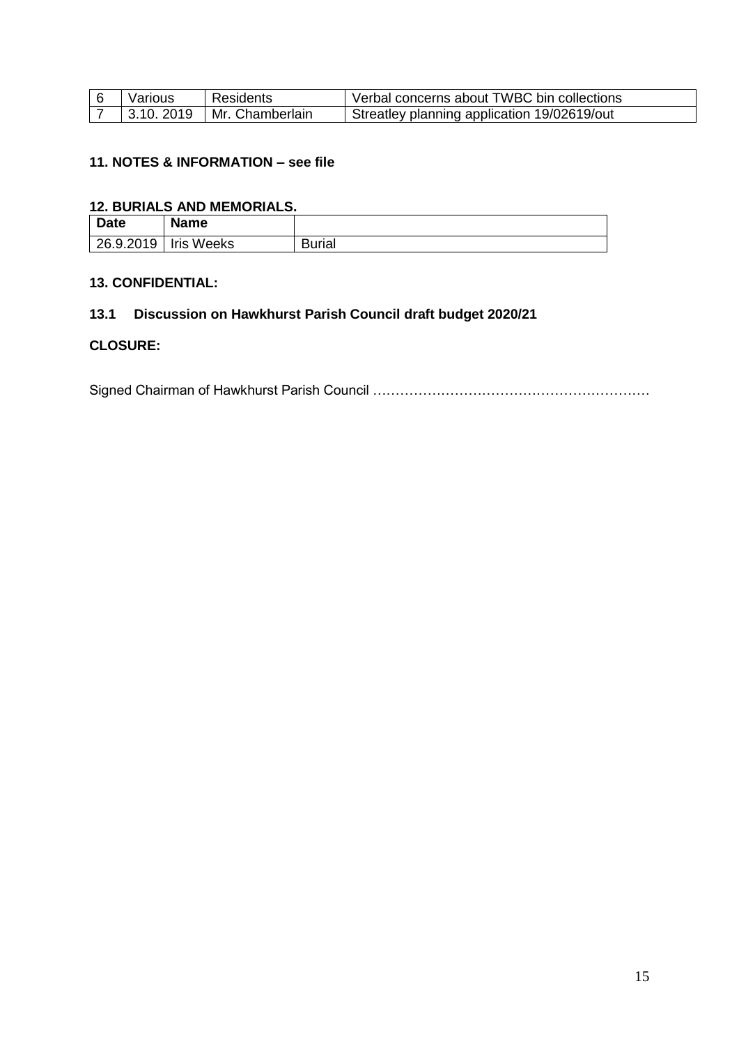| | | | |
|---|---|---|---|
| 6 | Various | Residents | Verbal concerns about TWBC bin collections |
| 7 | 3.10. 2019 | Mr. Chamberlain | Streatley planning application 19/02619/out |

**11. NOTES & INFORMATION – see file**

**12. BURIALS AND MEMORIALS.**

| Date | Name | |
|---|---|---|
| 26.9.2019 | Iris Weeks | Burial |

**13. CONFIDENTIAL:**

**13.1 Discussion on Hawkhurst Parish Council draft budget 2020/21**

**CLOSURE:**

Signed Chairman of Hawkhurst Parish Council ……………………………………………………